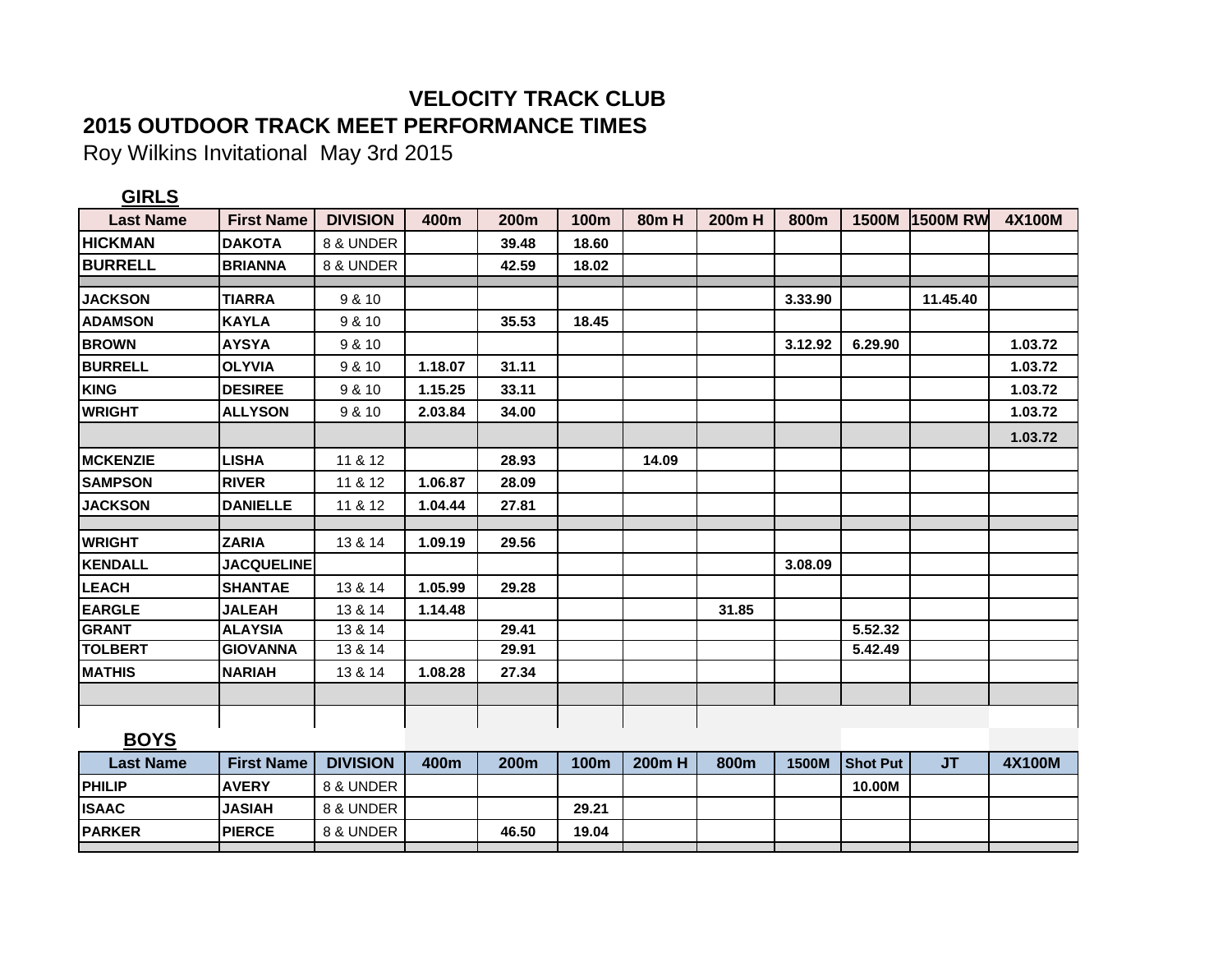# VELOCITY TRACK CLUB

## 2015 OUTDOOR TRACK MEET PERFORMANCE TIMES

Roy Wilkins Invitational May 3rd 2015

### GIRLS

| Last Name | First Name | DIVISION | 400m | 200m | 100m | 80m H | 200m H | 800m | 1500M | 1500M RW | 4X100M |
|---|---|---|---|---|---|---|---|---|---|---|---|
| HICKMAN | DAKOTA | 8 & UNDER | | 39.48 | 18.60 | | | | | | |
| BURRELL | BRIANNA | 8 & UNDER | | 42.59 | 18.02 | | | | | | |
| | | | | | | | | | | | |
| JACKSON | TIARRA | 9 & 10 | | | | | | 3.33.90 | | 11.45.40 | |
| ADAMSON | KAYLA | 9 & 10 | | 35.53 | 18.45 | | | | | | |
| BROWN | AYSYA | 9 & 10 | | | | | | 3.12.92 | 6.29.90 | | 1.03.72 |
| BURRELL | OLYVIA | 9 & 10 | 1.18.07 | 31.11 | | | | | | | 1.03.72 |
| KING | DESIREE | 9 & 10 | 1.15.25 | 33.11 | | | | | | | 1.03.72 |
| WRIGHT | ALLYSON | 9 & 10 | 2.03.84 | 34.00 | | | | | | | 1.03.72 |
| | | | | | | | | | | | 1.03.72 |
| MCKENZIE | LISHA | 11 & 12 | | 28.93 | | 14.09 | | | | | |
| SAMPSON | RIVER | 11 & 12 | 1.06.87 | 28.09 | | | | | | | |
| JACKSON | DANIELLE | 11 & 12 | 1.04.44 | 27.81 | | | | | | | |
| | | | | | | | | | | | |
| WRIGHT | ZARIA | 13 & 14 | 1.09.19 | 29.56 | | | | | | | |
| KENDALL | JACQUELINE | | | | | | | 3.08.09 | | | |
| LEACH | SHANTAE | 13 & 14 | 1.05.99 | 29.28 | | | | | | | |
| EARGLE | JALEAH | 13 & 14 | 1.14.48 | | | | 31.85 | | | | |
| GRANT | ALAYSIA | 13 & 14 | | 29.41 | | | | | 5.52.32 | | |
| TOLBERT | GIOVANNA | 13 & 14 | | 29.91 | | | | | 5.42.49 | | |
| MATHIS | NARIAH | 13 & 14 | 1.08.28 | 27.34 | | | | | | | |
| | | | | | | | | | | | |
| | | | | | | | | | | | |

### BOYS

| Last Name | First Name | DIVISION | 400m | 200m | 100m | 200m H | 800m | 1500M | Shot Put | JT | 4X100M |
|---|---|---|---|---|---|---|---|---|---|---|---|
| PHILIP | AVERY | 8 & UNDER | | | | | | | 10.00M | | |
| ISAAC | JASIAH | 8 & UNDER | | | 29.21 | | | | | | |
| PARKER | PIERCE | 8 & UNDER | | 46.50 | 19.04 | | | | | | |
| | | | | | | | | | | | |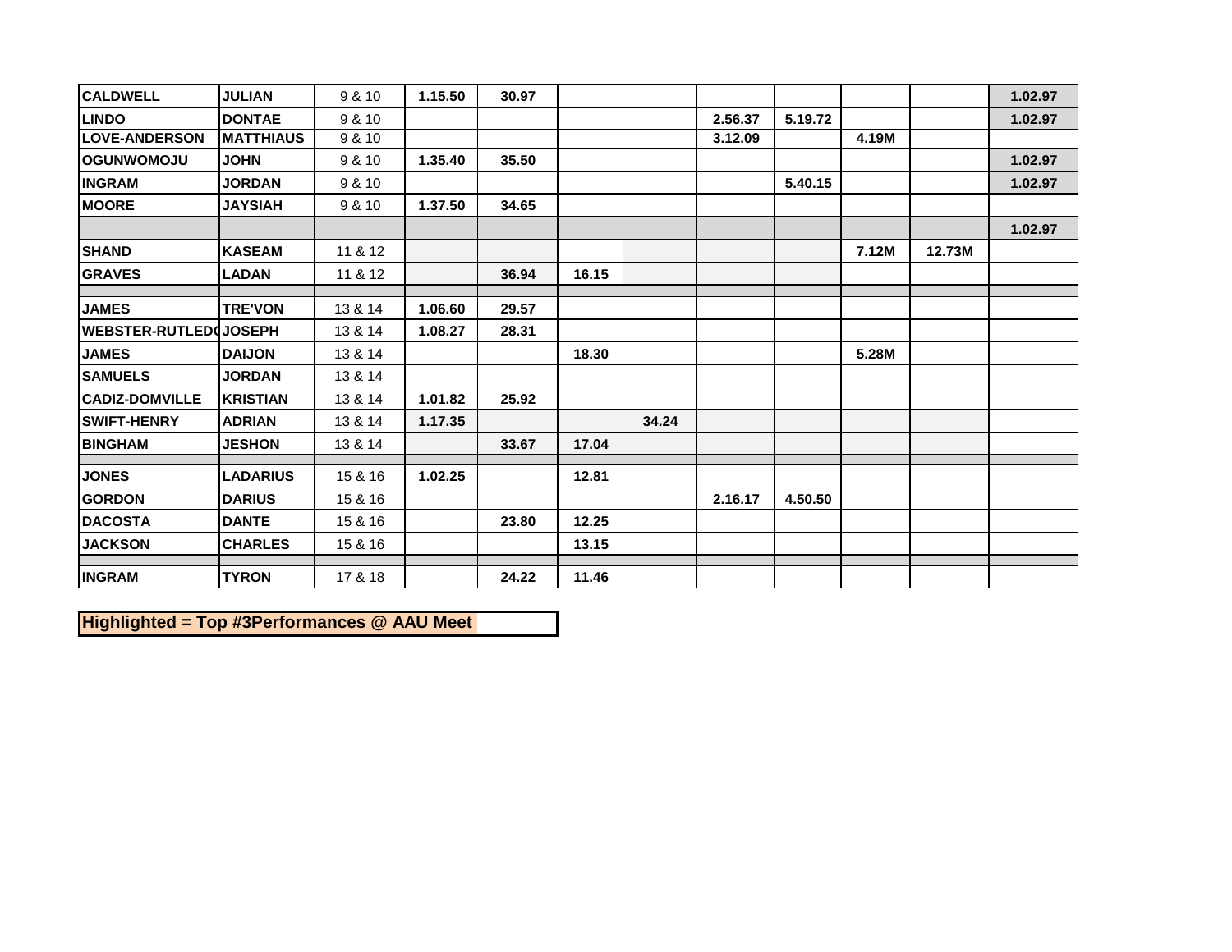| | | | | | | | | | | | |
|---|---|---|---|---|---|---|---|---|---|---|---|
| CALDWELL | JULIAN | 9 & 10 | 1.15.50 | 30.97 | | | | | | | 1.02.97 |
| LINDO | DONTAE | 9 & 10 | | | | | 2.56.37 | 5.19.72 | | | 1.02.97 |
| LOVE-ANDERSON | MATTHIAUS | 9 & 10 | | | | | 3.12.09 | | 4.19M | | |
| OGUNWOMOJU | JOHN | 9 & 10 | 1.35.40 | 35.50 | | | | | | | 1.02.97 |
| INGRAM | JORDAN | 9 & 10 | | | | | | 5.40.15 | | | 1.02.97 |
| MOORE | JAYSIAH | 9 & 10 | 1.37.50 | 34.65 | | | | | | | |
| | | | | | | | | | | | 1.02.97 |
| SHAND | KASEAM | 11 & 12 | | | | | | | 7.12M | 12.73M | |
| GRAVES | LADAN | 11 & 12 | | 36.94 | 16.15 | | | | | | |
| | | | | | | | | | | | |
| JAMES | TRE'VON | 13 & 14 | 1.06.60 | 29.57 | | | | | | | |
| WEBSTER-RUTLED( | JOSEPH | 13 & 14 | 1.08.27 | 28.31 | | | | | | | |
| JAMES | DAIJON | 13 & 14 | | | 18.30 | | | | 5.28M | | |
| SAMUELS | JORDAN | 13 & 14 | | | | | | | | | |
| CADIZ-DOMVILLE | KRISTIAN | 13 & 14 | 1.01.82 | 25.92 | | | | | | | |
| SWIFT-HENRY | ADRIAN | 13 & 14 | 1.17.35 | | | 34.24 | | | | | |
| BINGHAM | JESHON | 13 & 14 | | 33.67 | 17.04 | | | | | | |
| | | | | | | | | | | | |
| JONES | LADARIUS | 15 & 16 | 1.02.25 | | 12.81 | | | | | | |
| GORDON | DARIUS | 15 & 16 | | | | | 2.16.17 | 4.50.50 | | | |
| DACOSTA | DANTE | 15 & 16 | | 23.80 | 12.25 | | | | | | |
| JACKSON | CHARLES | 15 & 16 | | | 13.15 | | | | | | |
| | | | | | | | | | | | |
| INGRAM | TYRON | 17 & 18 | | 24.22 | 11.46 | | | | | | |

**Highlighted = Top #3Performances @ AAU Meet**